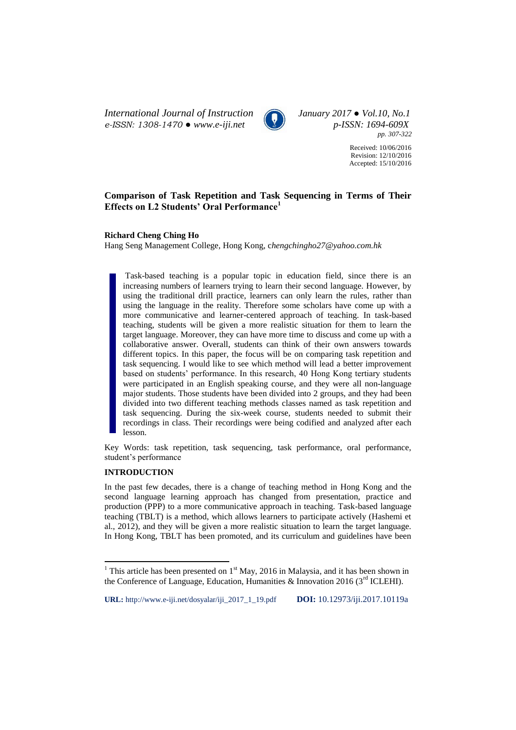# Comparison of Task Repetition and Task Sequencing in Terms of Their Effects on L2 Students' Oral Performance[1]

**Richard Cheng Ching Ho**
Hang Seng Management College, Hong Kong, *chengchingho27@yahoo.com.hk*

Task-based teaching is a popular topic in education field, since there is an increasing numbers of learners trying to learn their second language. However, by using the traditional drill practice, learners can only learn the rules, rather than using the language in the reality. Therefore some scholars have come up with a more communicative and learner-centered approach of teaching. In task-based teaching, students will be given a more realistic situation for them to learn the target language. Moreover, they can have more time to discuss and come up with a collaborative answer. Overall, students can think of their own answers towards different topics. In this paper, the focus will be on comparing task repetition and task sequencing. I would like to see which method will lead a better improvement based on students' performance. In this research, 40 Hong Kong tertiary students were participated in an English speaking course, and they were all non-language major students. Those students have been divided into 2 groups, and they had been divided into two different teaching methods classes named as task repetition and task sequencing. During the six-week course, students needed to submit their recordings in class. Their recordings were being codified and analyzed after each lesson.

Key Words: task repetition, task sequencing, task performance, oral performance, student's performance

## INTRODUCTION

In the past few decades, there is a change of teaching method in Hong Kong and the second language learning approach has changed from presentation, practice and production (PPP) to a more communicative approach in teaching. Task-based language teaching (TBLT) is a method, which allows learners to participate actively (Hashemi et al., 2012), and they will be given a more realistic situation to learn the target language. In Hong Kong, TBLT has been promoted, and its curriculum and guidelines have been

[1] This article has been presented on 1st May, 2016 in Malaysia, and it has been shown in the Conference of Language, Education, Humanities & Innovation 2016 (3rd ICLEHI).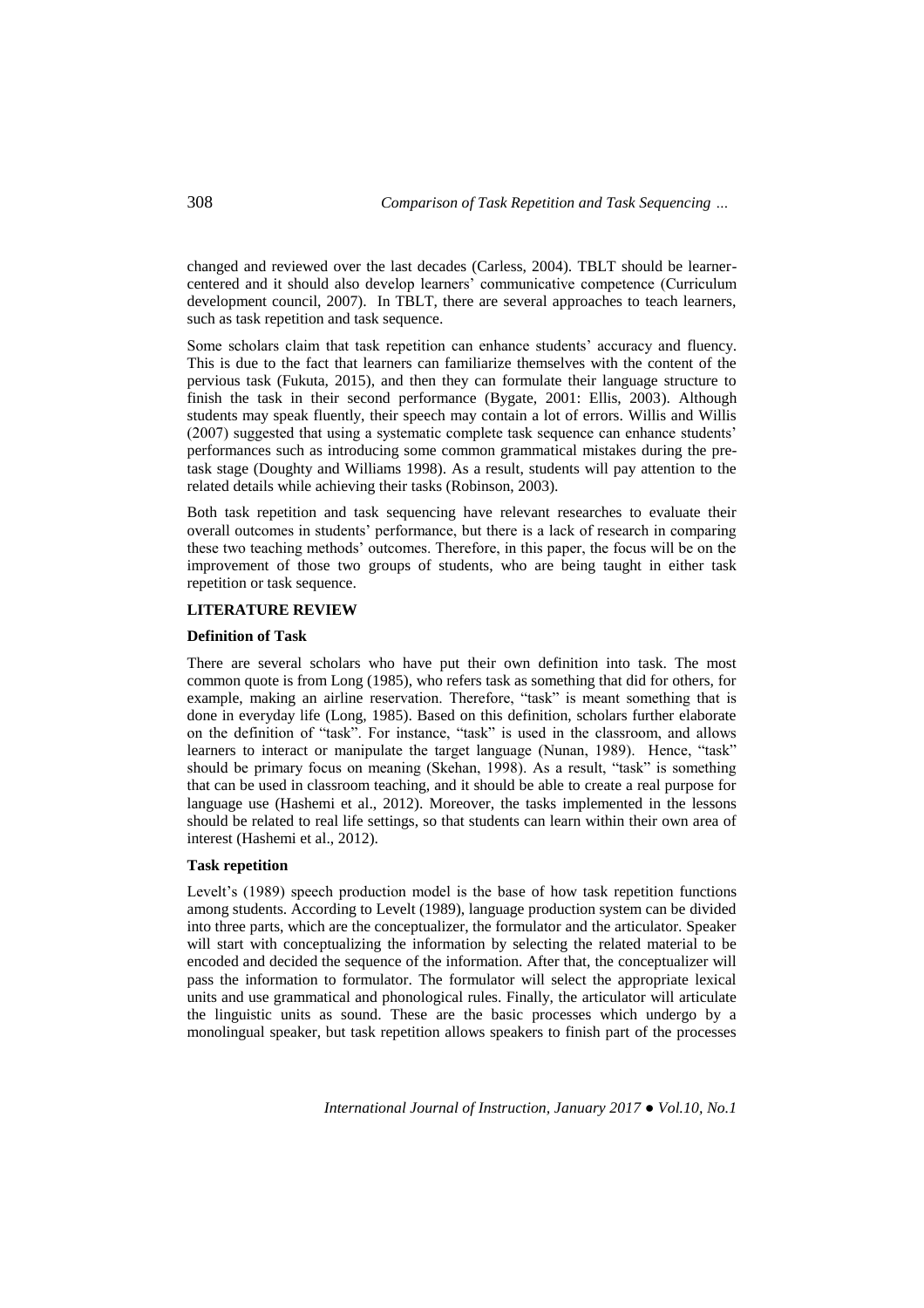changed and reviewed over the last decades (Carless, 2004). TBLT should be learner-centered and it should also develop learners' communicative competence (Curriculum development council, 2007). In TBLT, there are several approaches to teach learners, such as task repetition and task sequence.

Some scholars claim that task repetition can enhance students' accuracy and fluency. This is due to the fact that learners can familiarize themselves with the content of the pervious task (Fukuta, 2015), and then they can formulate their language structure to finish the task in their second performance (Bygate, 2001: Ellis, 2003). Although students may speak fluently, their speech may contain a lot of errors. Willis and Willis (2007) suggested that using a systematic complete task sequence can enhance students' performances such as introducing some common grammatical mistakes during the pre-task stage (Doughty and Williams 1998). As a result, students will pay attention to the related details while achieving their tasks (Robinson, 2003).

Both task repetition and task sequencing have relevant researches to evaluate their overall outcomes in students' performance, but there is a lack of research in comparing these two teaching methods' outcomes. Therefore, in this paper, the focus will be on the improvement of those two groups of students, who are being taught in either task repetition or task sequence.

## LITERATURE REVIEW

### Definition of Task

There are several scholars who have put their own definition into task. The most common quote is from Long (1985), who refers task as something that did for others, for example, making an airline reservation. Therefore, "task" is meant something that is done in everyday life (Long, 1985). Based on this definition, scholars further elaborate on the definition of "task". For instance, "task" is used in the classroom, and allows learners to interact or manipulate the target language (Nunan, 1989). Hence, "task" should be primary focus on meaning (Skehan, 1998). As a result, "task" is something that can be used in classroom teaching, and it should be able to create a real purpose for language use (Hashemi et al., 2012). Moreover, the tasks implemented in the lessons should be related to real life settings, so that students can learn within their own area of interest (Hashemi et al., 2012).

### Task repetition

Levelt's (1989) speech production model is the base of how task repetition functions among students. According to Levelt (1989), language production system can be divided into three parts, which are the conceptualizer, the formulator and the articulator. Speaker will start with conceptualizing the information by selecting the related material to be encoded and decided the sequence of the information. After that, the conceptualizer will pass the information to formulator. The formulator will select the appropriate lexical units and use grammatical and phonological rules. Finally, the articulator will articulate the linguistic units as sound. These are the basic processes which undergo by a monolingual speaker, but task repetition allows speakers to finish part of the processes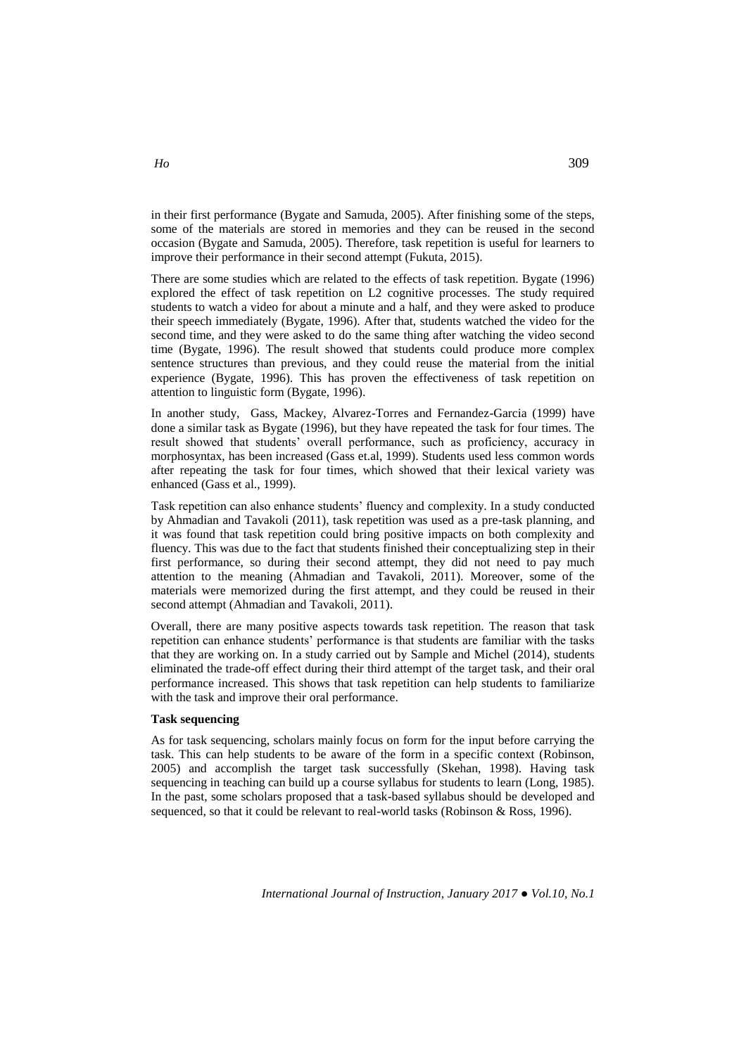in their first performance (Bygate and Samuda, 2005). After finishing some of the steps, some of the materials are stored in memories and they can be reused in the second occasion (Bygate and Samuda, 2005). Therefore, task repetition is useful for learners to improve their performance in their second attempt (Fukuta, 2015).

There are some studies which are related to the effects of task repetition. Bygate (1996) explored the effect of task repetition on L2 cognitive processes. The study required students to watch a video for about a minute and a half, and they were asked to produce their speech immediately (Bygate, 1996). After that, students watched the video for the second time, and they were asked to do the same thing after watching the video second time (Bygate, 1996). The result showed that students could produce more complex sentence structures than previous, and they could reuse the material from the initial experience (Bygate, 1996). This has proven the effectiveness of task repetition on attention to linguistic form (Bygate, 1996).

In another study, Gass, Mackey, Alvarez-Torres and Fernandez-Garcia (1999) have done a similar task as Bygate (1996), but they have repeated the task for four times. The result showed that students' overall performance, such as proficiency, accuracy in morphosyntax, has been increased (Gass et.al, 1999). Students used less common words after repeating the task for four times, which showed that their lexical variety was enhanced (Gass et al., 1999).

Task repetition can also enhance students' fluency and complexity. In a study conducted by Ahmadian and Tavakoli (2011), task repetition was used as a pre-task planning, and it was found that task repetition could bring positive impacts on both complexity and fluency. This was due to the fact that students finished their conceptualizing step in their first performance, so during their second attempt, they did not need to pay much attention to the meaning (Ahmadian and Tavakoli, 2011). Moreover, some of the materials were memorized during the first attempt, and they could be reused in their second attempt (Ahmadian and Tavakoli, 2011).

Overall, there are many positive aspects towards task repetition. The reason that task repetition can enhance students' performance is that students are familiar with the tasks that they are working on. In a study carried out by Sample and Michel (2014), students eliminated the trade-off effect during their third attempt of the target task, and their oral performance increased. This shows that task repetition can help students to familiarize with the task and improve their oral performance.

**Task sequencing**

As for task sequencing, scholars mainly focus on form for the input before carrying the task. This can help students to be aware of the form in a specific context (Robinson, 2005) and accomplish the target task successfully (Skehan, 1998). Having task sequencing in teaching can build up a course syllabus for students to learn (Long, 1985). In the past, some scholars proposed that a task-based syllabus should be developed and sequenced, so that it could be relevant to real-world tasks (Robinson & Ross, 1996).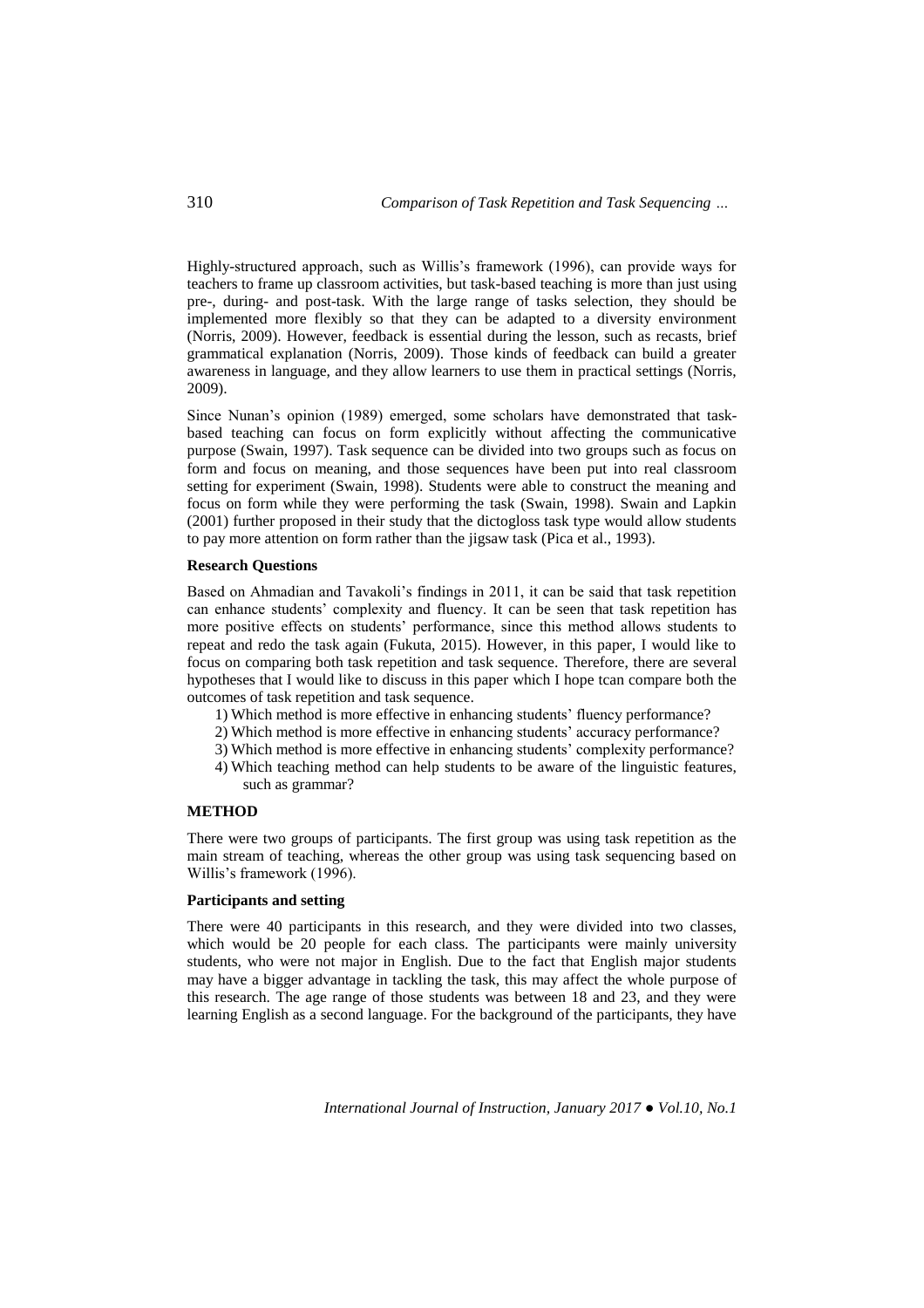Highly-structured approach, such as Willis's framework (1996), can provide ways for teachers to frame up classroom activities, but task-based teaching is more than just using pre-, during- and post-task. With the large range of tasks selection, they should be implemented more flexibly so that they can be adapted to a diversity environment (Norris, 2009). However, feedback is essential during the lesson, such as recasts, brief grammatical explanation (Norris, 2009). Those kinds of feedback can build a greater awareness in language, and they allow learners to use them in practical settings (Norris, 2009).

Since Nunan's opinion (1989) emerged, some scholars have demonstrated that task-based teaching can focus on form explicitly without affecting the communicative purpose (Swain, 1997). Task sequence can be divided into two groups such as focus on form and focus on meaning, and those sequences have been put into real classroom setting for experiment (Swain, 1998). Students were able to construct the meaning and focus on form while they were performing the task (Swain, 1998). Swain and Lapkin (2001) further proposed in their study that the dictogloss task type would allow students to pay more attention on form rather than the jigsaw task (Pica et al., 1993).

**Research Questions**

Based on Ahmadian and Tavakoli's findings in 2011, it can be said that task repetition can enhance students' complexity and fluency. It can be seen that task repetition has more positive effects on students' performance, since this method allows students to repeat and redo the task again (Fukuta, 2015). However, in this paper, I would like to focus on comparing both task repetition and task sequence. Therefore, there are several hypotheses that I would like to discuss in this paper which I hope tcan compare both the outcomes of task repetition and task sequence.

1) Which method is more effective in enhancing students' fluency performance?
2) Which method is more effective in enhancing students' accuracy performance?
3) Which method is more effective in enhancing students' complexity performance?
4) Which teaching method can help students to be aware of the linguistic features, such as grammar?

## METHOD

There were two groups of participants. The first group was using task repetition as the main stream of teaching, whereas the other group was using task sequencing based on Willis's framework (1996).

**Participants and setting**

There were 40 participants in this research, and they were divided into two classes, which would be 20 people for each class. The participants were mainly university students, who were not major in English. Due to the fact that English major students may have a bigger advantage in tackling the task, this may affect the whole purpose of this research. The age range of those students was between 18 and 23, and they were learning English as a second language. For the background of the participants, they have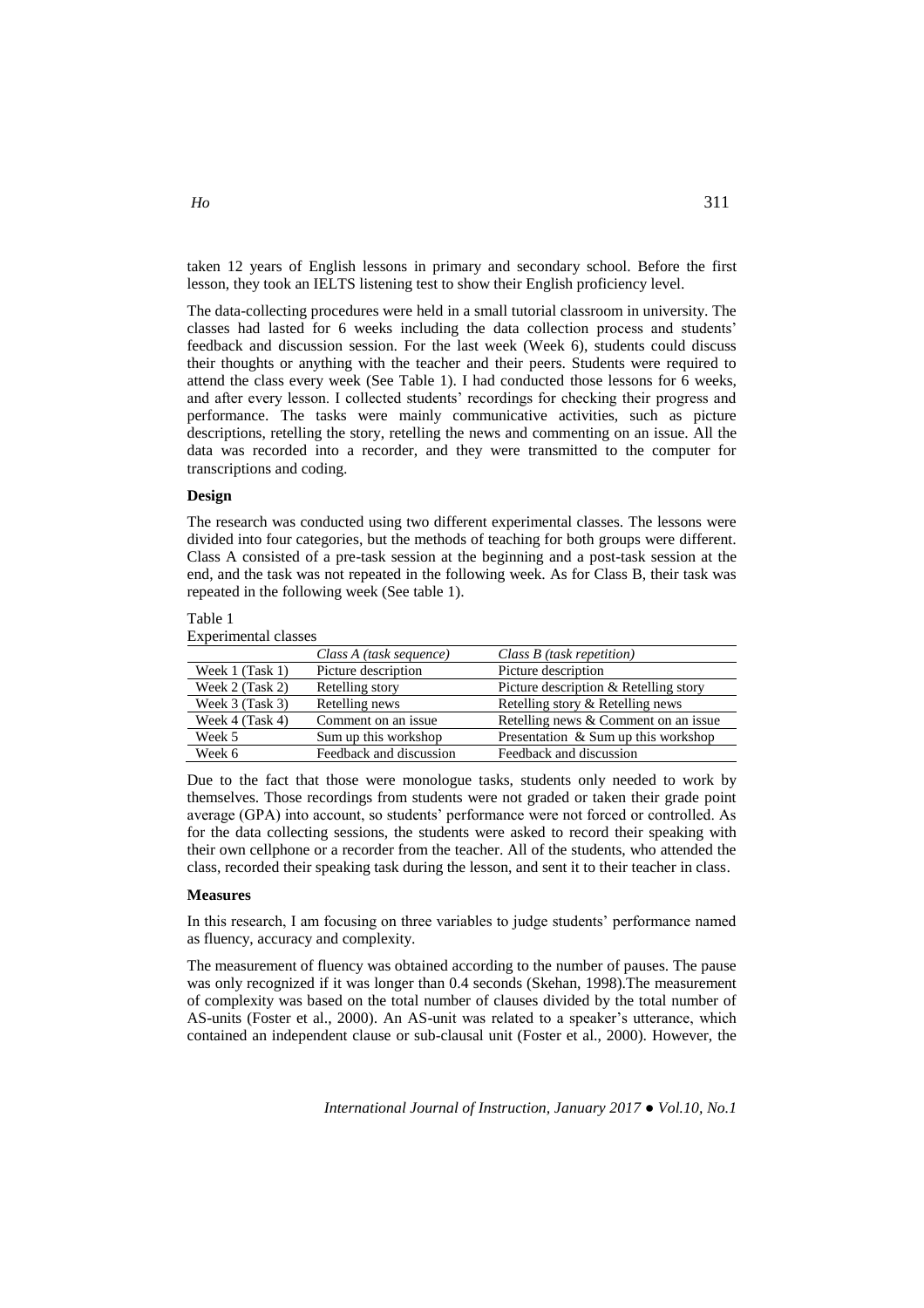taken 12 years of English lessons in primary and secondary school. Before the first lesson, they took an IELTS listening test to show their English proficiency level.

The data-collecting procedures were held in a small tutorial classroom in university. The classes had lasted for 6 weeks including the data collection process and students' feedback and discussion session. For the last week (Week 6), students could discuss their thoughts or anything with the teacher and their peers. Students were required to attend the class every week (See Table 1). I had conducted those lessons for 6 weeks, and after every lesson. I collected students' recordings for checking their progress and performance. The tasks were mainly communicative activities, such as picture descriptions, retelling the story, retelling the news and commenting on an issue. All the data was recorded into a recorder, and they were transmitted to the computer for transcriptions and coding.

### Design

The research was conducted using two different experimental classes. The lessons were divided into four categories, but the methods of teaching for both groups were different. Class A consisted of a pre-task session at the beginning and a post-task session at the end, and the task was not repeated in the following week. As for Class B, their task was repeated in the following week (See table 1).

Table 1
Experimental classes

| | *Class A (task sequence)* | *Class B (task repetition)* |
|---|---|---|
| Week 1 (Task 1) | Picture description | Picture description |
| Week 2 (Task 2) | Retelling story | Picture description & Retelling story |
| Week 3 (Task 3) | Retelling news | Retelling story & Retelling news |
| Week 4 (Task 4) | Comment on an issue | Retelling news & Comment on an issue |
| Week 5 | Sum up this workshop | Presentation & Sum up this workshop |
| Week 6 | Feedback and discussion | Feedback and discussion |

Due to the fact that those were monologue tasks, students only needed to work by themselves. Those recordings from students were not graded or taken their grade point average (GPA) into account, so students' performance were not forced or controlled. As for the data collecting sessions, the students were asked to record their speaking with their own cellphone or a recorder from the teacher. All of the students, who attended the class, recorded their speaking task during the lesson, and sent it to their teacher in class.

### Measures

In this research, I am focusing on three variables to judge students' performance named as fluency, accuracy and complexity.

The measurement of fluency was obtained according to the number of pauses. The pause was only recognized if it was longer than 0.4 seconds (Skehan, 1998).The measurement of complexity was based on the total number of clauses divided by the total number of AS-units (Foster et al., 2000). An AS-unit was related to a speaker's utterance, which contained an independent clause or sub-clausal unit (Foster et al., 2000). However, the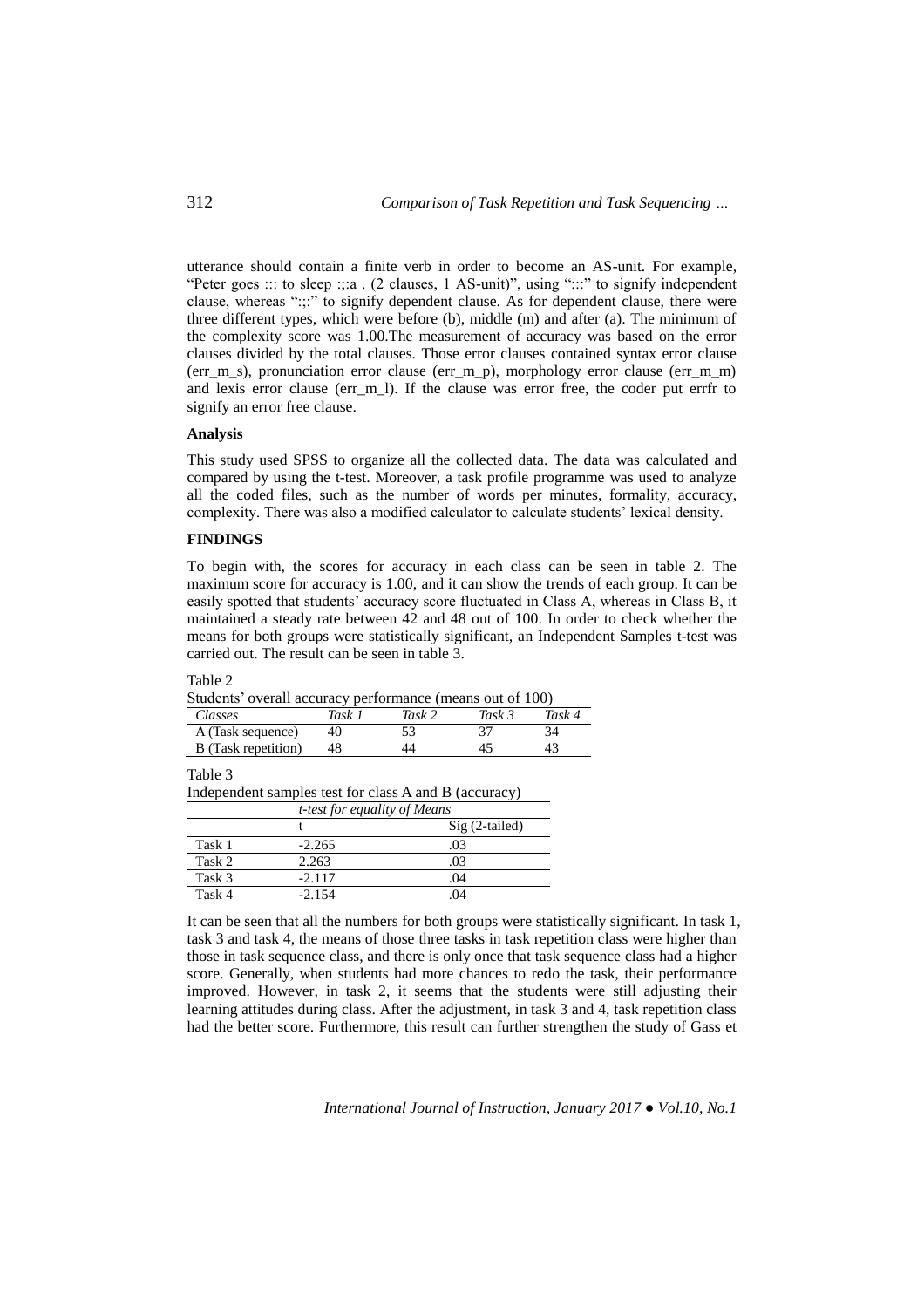utterance should contain a finite verb in order to become an AS-unit. For example, "Peter goes ::: to sleep :;:a . (2 clauses, 1 AS-unit)", using ":::" to signify independent clause, whereas ":;:" to signify dependent clause. As for dependent clause, there were three different types, which were before (b), middle (m) and after (a). The minimum of the complexity score was 1.00.The measurement of accuracy was based on the error clauses divided by the total clauses. Those error clauses contained syntax error clause (err_m_s), pronunciation error clause (err_m_p), morphology error clause (err_m_m) and lexis error clause (err_m_l). If the clause was error free, the coder put errfr to signify an error free clause.

**Analysis**

This study used SPSS to organize all the collected data. The data was calculated and compared by using the t-test. Moreover, a task profile programme was used to analyze all the coded files, such as the number of words per minutes, formality, accuracy, complexity. There was also a modified calculator to calculate students' lexical density.

**FINDINGS**

To begin with, the scores for accuracy in each class can be seen in table 2. The maximum score for accuracy is 1.00, and it can show the trends of each group. It can be easily spotted that students' accuracy score fluctuated in Class A, whereas in Class B, it maintained a steady rate between 42 and 48 out of 100. In order to check whether the means for both groups were statistically significant, an Independent Samples t-test was carried out. The result can be seen in table 3.

Table 2
Students' overall accuracy performance (means out of 100)

| *Classes* | *Task 1* | *Task 2* | *Task 3* | *Task 4* |
|---|---|---|---|---|
| A (Task sequence) | 40 | 53 | 37 | 34 |
| B (Task repetition) | 48 | 44 | 45 | 43 |

Table 3
Independent samples test for class A and B (accuracy)

| | *t-test for equality of Means* | |
|---|---|---|
| | t | Sig (2-tailed) |
| Task 1 | -2.265 | .03 |
| Task 2 | 2.263 | .03 |
| Task 3 | -2.117 | .04 |
| Task 4 | -2.154 | .04 |

It can be seen that all the numbers for both groups were statistically significant. In task 1, task 3 and task 4, the means of those three tasks in task repetition class were higher than those in task sequence class, and there is only once that task sequence class had a higher score. Generally, when students had more chances to redo the task, their performance improved. However, in task 2, it seems that the students were still adjusting their learning attitudes during class. After the adjustment, in task 3 and 4, task repetition class had the better score. Furthermore, this result can further strengthen the study of Gass et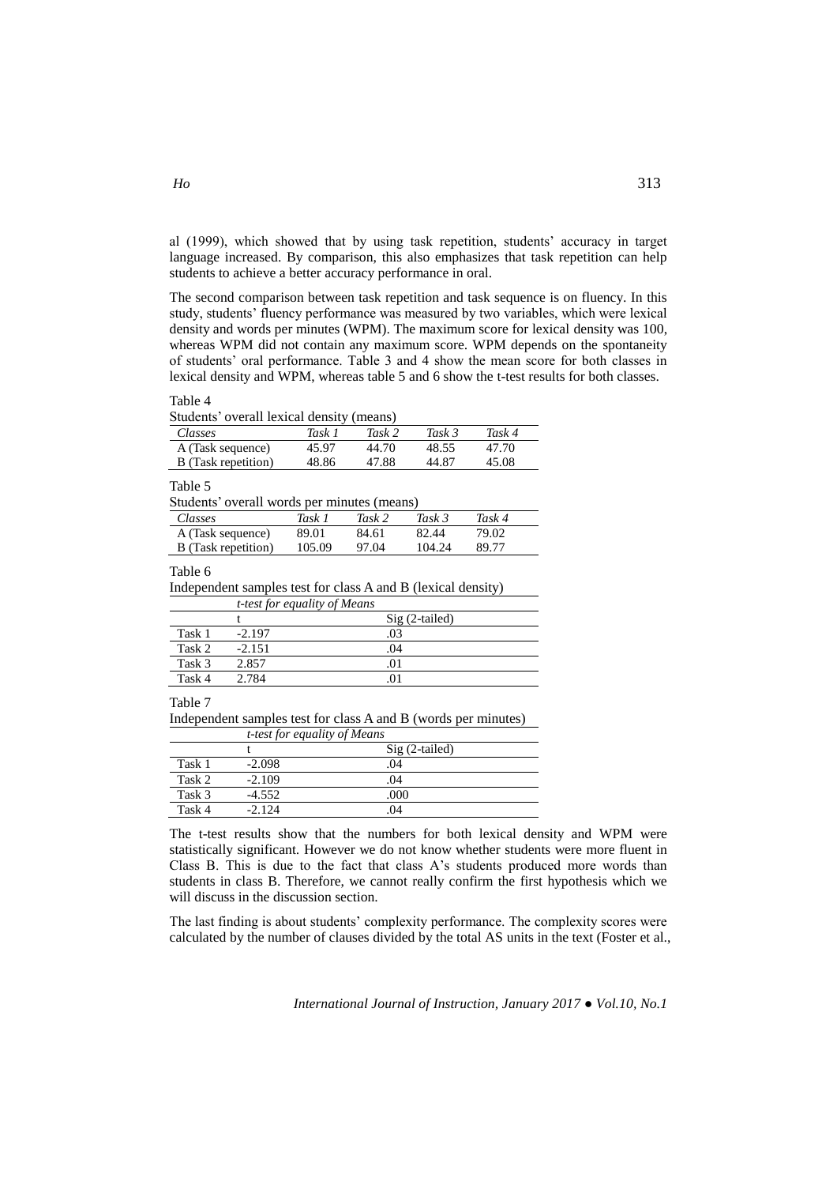al (1999), which showed that by using task repetition, students' accuracy in target language increased. By comparison, this also emphasizes that task repetition can help students to achieve a better accuracy performance in oral.

The second comparison between task repetition and task sequence is on fluency. In this study, students' fluency performance was measured by two variables, which were lexical density and words per minutes (WPM). The maximum score for lexical density was 100, whereas WPM did not contain any maximum score. WPM depends on the spontaneity of students' oral performance. Table 3 and 4 show the mean score for both classes in lexical density and WPM, whereas table 5 and 6 show the t-test results for both classes.

Table 4

Students' overall lexical density (means)

| *Classes* | *Task 1* | *Task 2* | *Task 3* | *Task 4* |
|---|---|---|---|---|
| A (Task sequence) | 45.97 | 44.70 | 48.55 | 47.70 |
| B (Task repetition) | 48.86 | 47.88 | 44.87 | 45.08 |

Table 5

Students' overall words per minutes (means)

| *Classes* | *Task 1* | *Task 2* | *Task 3* | *Task 4* |
|---|---|---|---|---|
| A (Task sequence) | 89.01 | 84.61 | 82.44 | 79.02 |
| B (Task repetition) | 105.09 | 97.04 | 104.24 | 89.77 |

Table 6

Independent samples test for class A and B (lexical density)

| | *t-test for equality of Means* | |
|---|---|---|
| | t | Sig (2-tailed) |
| Task 1 | -2.197 | .03 |
| Task 2 | -2.151 | .04 |
| Task 3 | 2.857 | .01 |
| Task 4 | 2.784 | .01 |

Table 7

Independent samples test for class A and B (words per minutes)

| | *t-test for equality of Means* | |
|---|---|---|
| | t | Sig (2-tailed) |
| Task 1 | -2.098 | .04 |
| Task 2 | -2.109 | .04 |
| Task 3 | -4.552 | .000 |
| Task 4 | -2.124 | .04 |

The t-test results show that the numbers for both lexical density and WPM were statistically significant. However we do not know whether students were more fluent in Class B. This is due to the fact that class A's students produced more words than students in class B. Therefore, we cannot really confirm the first hypothesis which we will discuss in the discussion section.

The last finding is about students' complexity performance. The complexity scores were calculated by the number of clauses divided by the total AS units in the text (Foster et al.,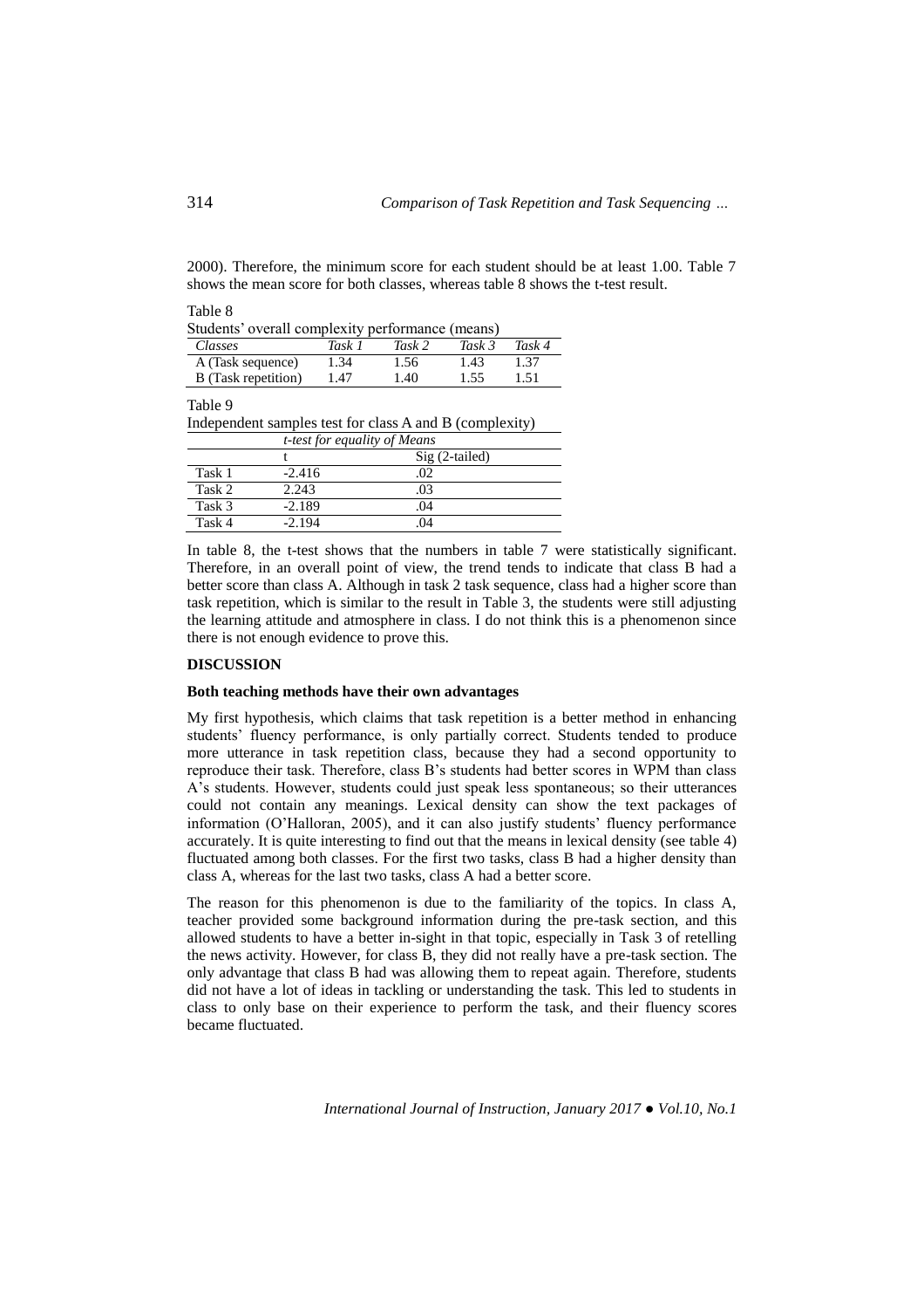2000). Therefore, the minimum score for each student should be at least 1.00. Table 7 shows the mean score for both classes, whereas table 8 shows the t-test result.

Table 8
Students' overall complexity performance (means)

| *Classes* | *Task 1* | *Task 2* | *Task 3* | *Task 4* |
|---|---|---|---|---|
| A (Task sequence) | 1.34 | 1.56 | 1.43 | 1.37 |
| B (Task repetition) | 1.47 | 1.40 | 1.55 | 1.51 |

Table 9
Independent samples test for class A and B (complexity)

| | *t-test for equality of Means* | |
|---|---|---|
| | t | Sig (2-tailed) |
| Task 1 | -2.416 | .02 |
| Task 2 | 2.243 | .03 |
| Task 3 | -2.189 | .04 |
| Task 4 | -2.194 | .04 |

In table 8, the t-test shows that the numbers in table 7 were statistically significant. Therefore, in an overall point of view, the trend tends to indicate that class B had a better score than class A. Although in task 2 task sequence, class had a higher score than task repetition, which is similar to the result in Table 3, the students were still adjusting the learning attitude and atmosphere in class. I do not think this is a phenomenon since there is not enough evidence to prove this.

## DISCUSSION

### Both teaching methods have their own advantages

My first hypothesis, which claims that task repetition is a better method in enhancing students' fluency performance, is only partially correct. Students tended to produce more utterance in task repetition class, because they had a second opportunity to reproduce their task. Therefore, class B's students had better scores in WPM than class A's students. However, students could just speak less spontaneous; so their utterances could not contain any meanings. Lexical density can show the text packages of information (O'Halloran, 2005), and it can also justify students' fluency performance accurately. It is quite interesting to find out that the means in lexical density (see table 4) fluctuated among both classes. For the first two tasks, class B had a higher density than class A, whereas for the last two tasks, class A had a better score.

The reason for this phenomenon is due to the familiarity of the topics. In class A, teacher provided some background information during the pre-task section, and this allowed students to have a better in-sight in that topic, especially in Task 3 of retelling the news activity. However, for class B, they did not really have a pre-task section. The only advantage that class B had was allowing them to repeat again. Therefore, students did not have a lot of ideas in tackling or understanding the task. This led to students in class to only base on their experience to perform the task, and their fluency scores became fluctuated.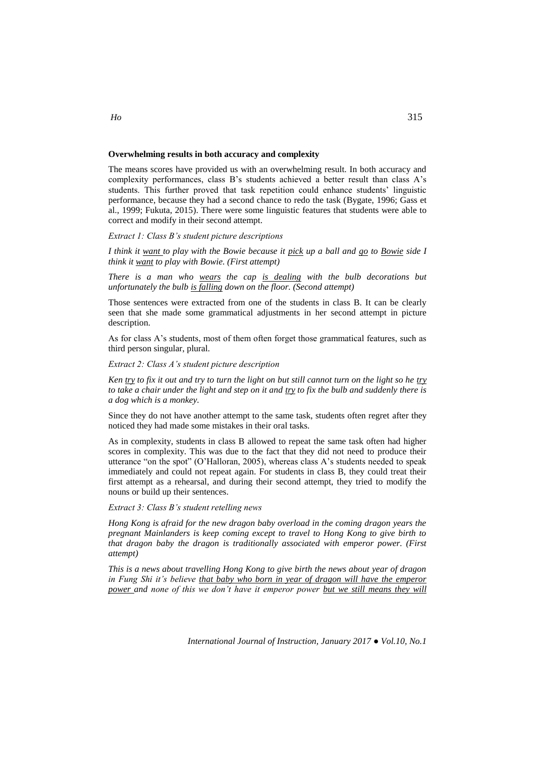**Overwhelming results in both accuracy and complexity**

The means scores have provided us with an overwhelming result. In both accuracy and complexity performances, class B's students achieved a better result than class A's students. This further proved that task repetition could enhance students' linguistic performance, because they had a second chance to redo the task (Bygate, 1996; Gass et al., 1999; Fukuta, 2015). There were some linguistic features that students were able to correct and modify in their second attempt.

*Extract 1: Class B's student picture descriptions*

*I think it <u>want</u> to play with the Bowie because it <u>pick</u> up a ball and <u>go</u> to <u>Bowie</u> side I think it <u>want</u> to play with Bowie. (First attempt)*

*There is a man who <u>wears</u> the cap <u>is dealing</u> with the bulb decorations but unfortunately the bulb <u>is falling</u> down on the floor. (Second attempt)*

Those sentences were extracted from one of the students in class B. It can be clearly seen that she made some grammatical adjustments in her second attempt in picture description.

As for class A's students, most of them often forget those grammatical features, such as third person singular, plural.

*Extract 2: Class A's student picture description*

*Ken <u>try</u> to fix it out and try to turn the light on but still cannot turn on the light so he <u>try</u> to take a chair under the light and step on it and <u>try</u> to fix the bulb and suddenly there is a dog which is a monkey.*

Since they do not have another attempt to the same task, students often regret after they noticed they had made some mistakes in their oral tasks.

As in complexity, students in class B allowed to repeat the same task often had higher scores in complexity. This was due to the fact that they did not need to produce their utterance "on the spot" (O'Halloran, 2005), whereas class A's students needed to speak immediately and could not repeat again. For students in class B, they could treat their first attempt as a rehearsal, and during their second attempt, they tried to modify the nouns or build up their sentences.

*Extract 3: Class B's student retelling news*

*Hong Kong is afraid for the new dragon baby overload in the coming dragon years the pregnant Mainlanders is keep coming except to travel to Hong Kong to give birth to that dragon baby the dragon is traditionally associated with emperor power. (First attempt)*

*This is a news about travelling Hong Kong to give birth the news about year of dragon in Fung Shi it's believe <u>that baby who born in year of dragon will have the emperor power</u> and none of this we don't have it emperor power <u>but we still means they will</u>*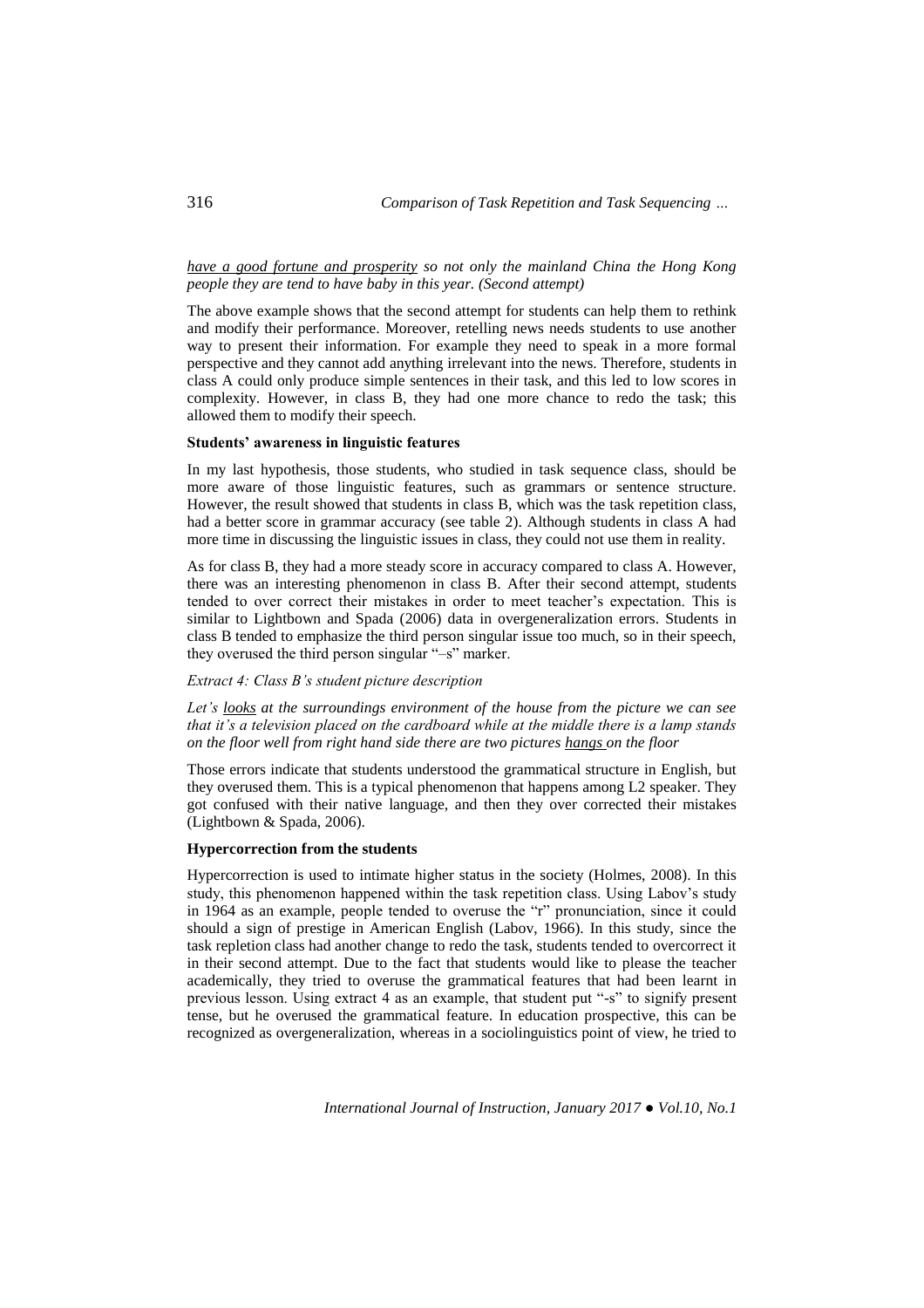*<u>have a good fortune and prosperity</u> so not only the mainland China the Hong Kong people they are tend to have baby in this year. (Second attempt)*

The above example shows that the second attempt for students can help them to rethink and modify their performance. Moreover, retelling news needs students to use another way to present their information. For example they need to speak in a more formal perspective and they cannot add anything irrelevant into the news. Therefore, students in class A could only produce simple sentences in their task, and this led to low scores in complexity. However, in class B, they had one more chance to redo the task; this allowed them to modify their speech.

**Students' awareness in linguistic features**

In my last hypothesis, those students, who studied in task sequence class, should be more aware of those linguistic features, such as grammars or sentence structure. However, the result showed that students in class B, which was the task repetition class, had a better score in grammar accuracy (see table 2). Although students in class A had more time in discussing the linguistic issues in class, they could not use them in reality.

As for class B, they had a more steady score in accuracy compared to class A. However, there was an interesting phenomenon in class B. After their second attempt, students tended to over correct their mistakes in order to meet teacher's expectation. This is similar to Lightbown and Spada (2006) data in overgeneralization errors. Students in class B tended to emphasize the third person singular issue too much, so in their speech, they overused the third person singular "–s" marker.

*Extract 4: Class B's student picture description*

*Let's <u>looks</u> at the surroundings environment of the house from the picture we can see that it's a television placed on the cardboard while at the middle there is a lamp stands on the floor well from right hand side there are two pictures <u>hangs</u> on the floor*

Those errors indicate that students understood the grammatical structure in English, but they overused them. This is a typical phenomenon that happens among L2 speaker. They got confused with their native language, and then they over corrected their mistakes (Lightbown & Spada, 2006).

**Hypercorrection from the students**

Hypercorrection is used to intimate higher status in the society (Holmes, 2008). In this study, this phenomenon happened within the task repetition class. Using Labov's study in 1964 as an example, people tended to overuse the "r" pronunciation, since it could should a sign of prestige in American English (Labov, 1966). In this study, since the task repletion class had another change to redo the task, students tended to overcorrect it in their second attempt. Due to the fact that students would like to please the teacher academically, they tried to overuse the grammatical features that had been learnt in previous lesson. Using extract 4 as an example, that student put "-s" to signify present tense, but he overused the grammatical feature. In education prospective, this can be recognized as overgeneralization, whereas in a sociolinguistics point of view, he tried to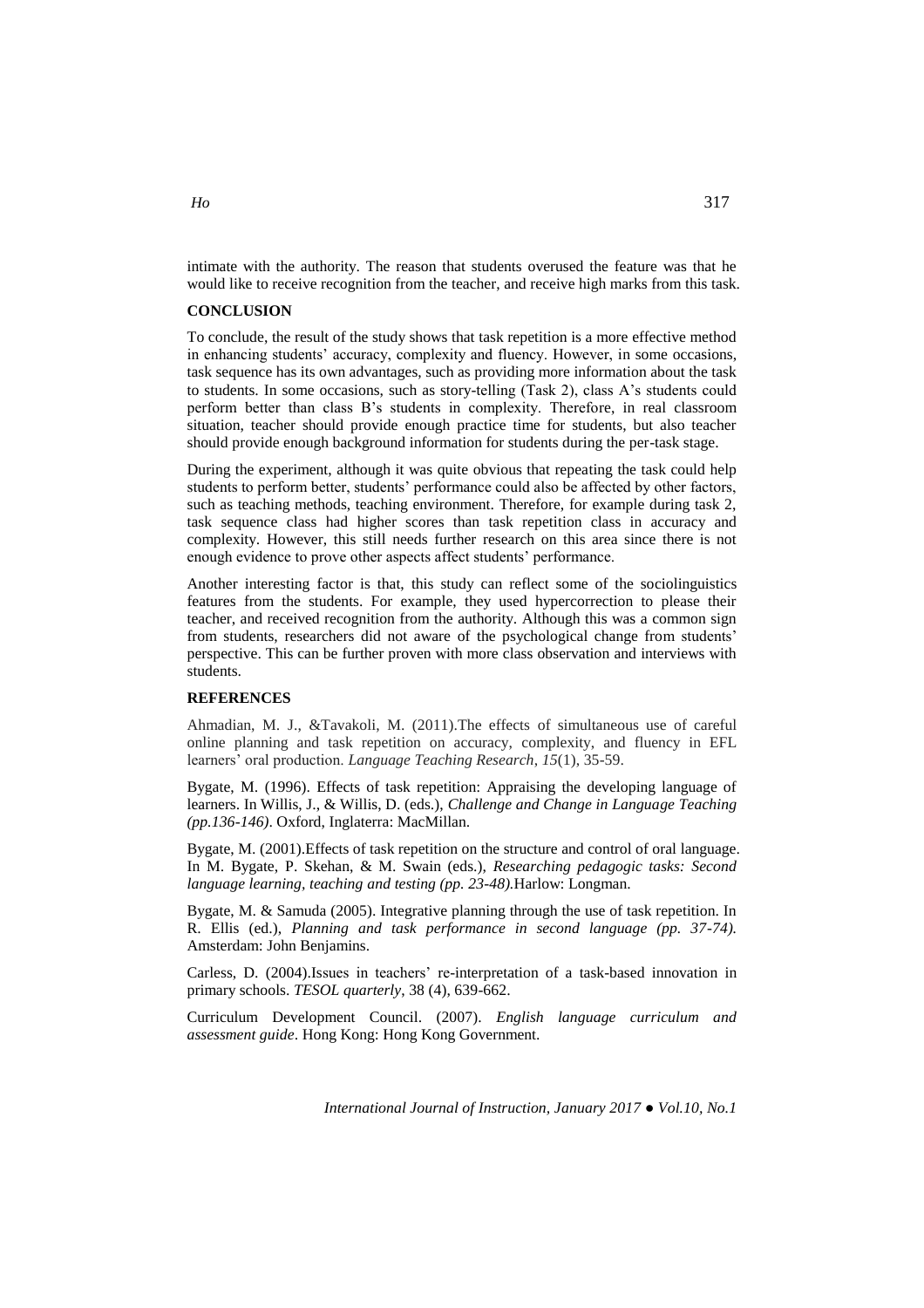intimate with the authority. The reason that students overused the feature was that he would like to receive recognition from the teacher, and receive high marks from this task.

## CONCLUSION

To conclude, the result of the study shows that task repetition is a more effective method in enhancing students' accuracy, complexity and fluency. However, in some occasions, task sequence has its own advantages, such as providing more information about the task to students. In some occasions, such as story-telling (Task 2), class A's students could perform better than class B's students in complexity. Therefore, in real classroom situation, teacher should provide enough practice time for students, but also teacher should provide enough background information for students during the per-task stage.

During the experiment, although it was quite obvious that repeating the task could help students to perform better, students' performance could also be affected by other factors, such as teaching methods, teaching environment. Therefore, for example during task 2, task sequence class had higher scores than task repetition class in accuracy and complexity. However, this still needs further research on this area since there is not enough evidence to prove other aspects affect students' performance.

Another interesting factor is that, this study can reflect some of the sociolinguistics features from the students. For example, they used hypercorrection to please their teacher, and received recognition from the authority. Although this was a common sign from students, researchers did not aware of the psychological change from students' perspective. This can be further proven with more class observation and interviews with students.

## REFERENCES

Ahmadian, M. J., &Tavakoli, M. (2011).The effects of simultaneous use of careful online planning and task repetition on accuracy, complexity, and fluency in EFL learners' oral production. *Language Teaching Research*, *15*(1), 35-59.

Bygate, M. (1996). Effects of task repetition: Appraising the developing language of learners. In Willis, J., & Willis, D. (eds.), *Challenge and Change in Language Teaching (pp.136-146)*. Oxford, Inglaterra: MacMillan.

Bygate, M. (2001).Effects of task repetition on the structure and control of oral language. In M. Bygate, P. Skehan, & M. Swain (eds.), *Researching pedagogic tasks: Second language learning, teaching and testing (pp. 23-48).*Harlow: Longman.

Bygate, M. & Samuda (2005). Integrative planning through the use of task repetition. In R. Ellis (ed.), *Planning and task performance in second language (pp. 37-74).* Amsterdam: John Benjamins.

Carless, D. (2004).Issues in teachers' re-interpretation of a task-based innovation in primary schools. *TESOL quarterly*, 38 (4), 639-662.

Curriculum Development Council. (2007). *English language curriculum and assessment guide*. Hong Kong: Hong Kong Government.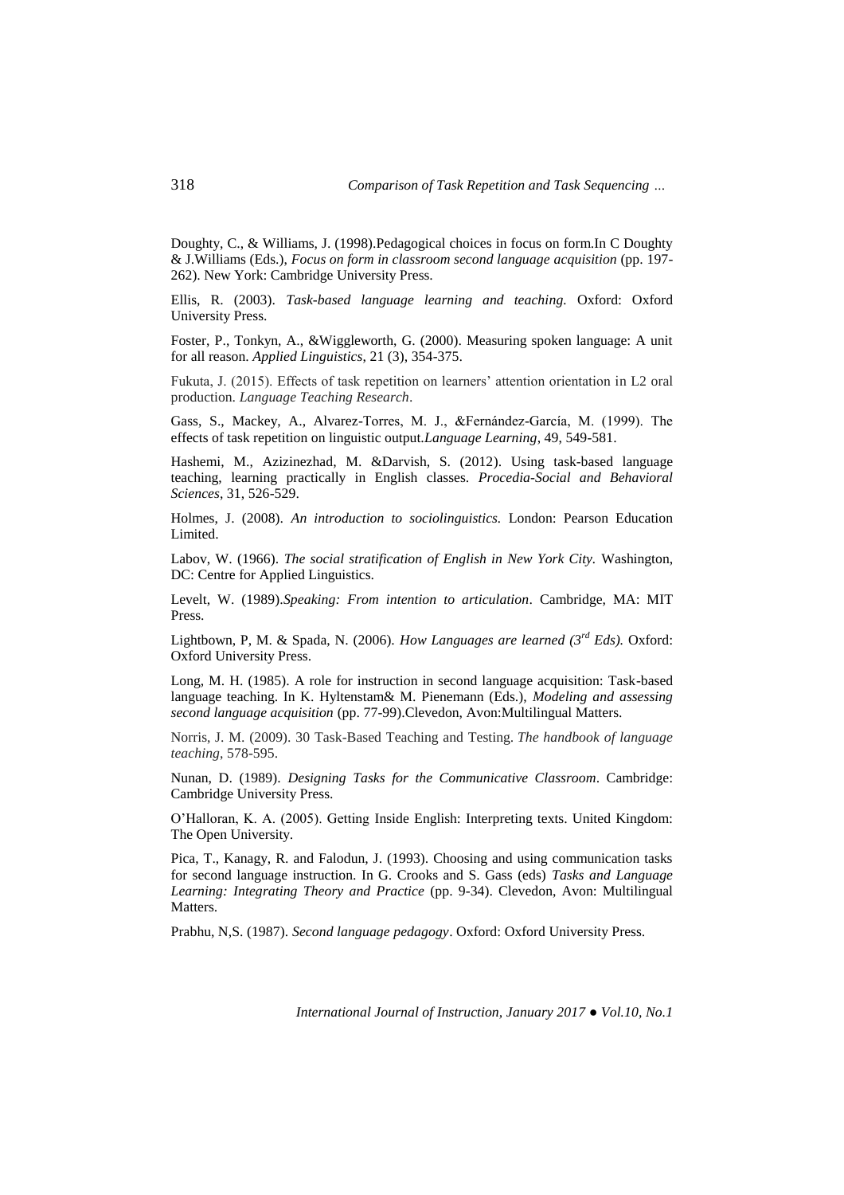Doughty, C., & Williams, J. (1998).Pedagogical choices in focus on form.In C Doughty & J.Williams (Eds.), *Focus on form in classroom second language acquisition* (pp. 197-262). New York: Cambridge University Press.

Ellis, R. (2003). *Task-based language learning and teaching.* Oxford: Oxford University Press.

Foster, P., Tonkyn, A., &Wiggleworth, G. (2000). Measuring spoken language: A unit for all reason. *Applied Linguistics*, 21 (3), 354-375.

Fukuta, J. (2015). Effects of task repetition on learners' attention orientation in L2 oral production. *Language Teaching Research*.

Gass, S., Mackey, A., Alvarez-Torres, M. J., &Fernández-García, M. (1999). The effects of task repetition on linguistic output.*Language Learning*, 49, 549-581.

Hashemi, M., Azizinezhad, M. &Darvish, S. (2012). Using task-based language teaching, learning practically in English classes. *Procedia-Social and Behavioral Sciences*, 31, 526-529.

Holmes, J. (2008). *An introduction to sociolinguistics.* London: Pearson Education Limited.

Labov, W. (1966). *The social stratification of English in New York City.* Washington, DC: Centre for Applied Linguistics.

Levelt, W. (1989).*Speaking: From intention to articulation*. Cambridge, MA: MIT Press.

Lightbown, P, M. & Spada, N. (2006). *How Languages are learned (3rd Eds).* Oxford: Oxford University Press.

Long, M. H. (1985). A role for instruction in second language acquisition: Task-based language teaching. In K. Hyltenstam& M. Pienemann (Eds.), *Modeling and assessing second language acquisition* (pp. 77-99).Clevedon, Avon:Multilingual Matters.

Norris, J. M. (2009). 30 Task-Based Teaching and Testing. *The handbook of language teaching*, 578-595.

Nunan, D. (1989). *Designing Tasks for the Communicative Classroom*. Cambridge: Cambridge University Press.

O'Halloran, K. A. (2005). Getting Inside English: Interpreting texts. United Kingdom: The Open University.

Pica, T., Kanagy, R. and Falodun, J. (1993). Choosing and using communication tasks for second language instruction. In G. Crooks and S. Gass (eds) *Tasks and Language Learning: Integrating Theory and Practice* (pp. 9-34). Clevedon, Avon: Multilingual Matters.

Prabhu, N,S. (1987). *Second language pedagogy*. Oxford: Oxford University Press.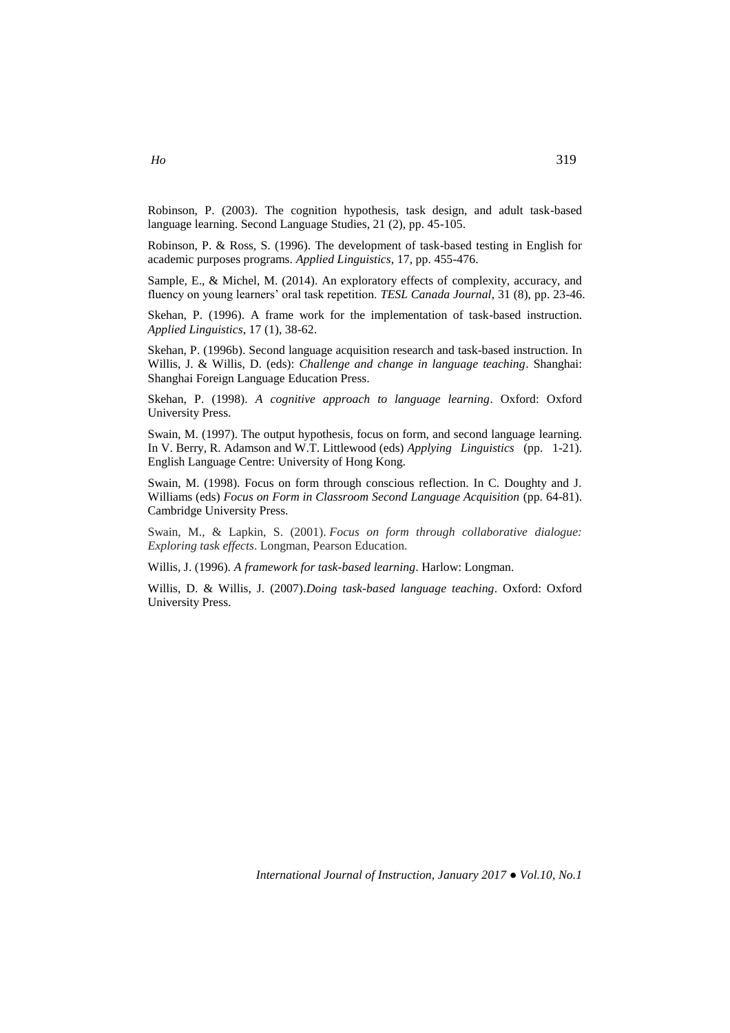Robinson, P. (2003). The cognition hypothesis, task design, and adult task-based language learning. Second Language Studies, 21 (2), pp. 45-105.

Robinson, P. & Ross, S. (1996). The development of task-based testing in English for academic purposes programs. *Applied Linguistics*, 17, pp. 455-476.

Sample, E., & Michel, M. (2014). An exploratory effects of complexity, accuracy, and fluency on young learners' oral task repetition. *TESL Canada Journal*, 31 (8), pp. 23-46.

Skehan, P. (1996). A frame work for the implementation of task-based instruction. *Applied Linguistics*, 17 (1), 38-62.

Skehan, P. (1996b). Second language acquisition research and task-based instruction. In Willis, J. & Willis, D. (eds): *Challenge and change in language teaching*. Shanghai: Shanghai Foreign Language Education Press.

Skehan, P. (1998). *A cognitive approach to language learning*. Oxford: Oxford University Press.

Swain, M. (1997). The output hypothesis, focus on form, and second language learning. In V. Berry, R. Adamson and W.T. Littlewood (eds) *Applying Linguistics* (pp. 1-21). English Language Centre: University of Hong Kong.

Swain, M. (1998). Focus on form through conscious reflection. In C. Doughty and J. Williams (eds) *Focus on Form in Classroom Second Language Acquisition* (pp. 64-81). Cambridge University Press.

Swain, M., & Lapkin, S. (2001). *Focus on form through collaborative dialogue: Exploring task effects*. Longman, Pearson Education.

Willis, J. (1996). *A framework for task-based learning*. Harlow: Longman.

Willis, D. & Willis, J. (2007).*Doing task-based language teaching*. Oxford: Oxford University Press.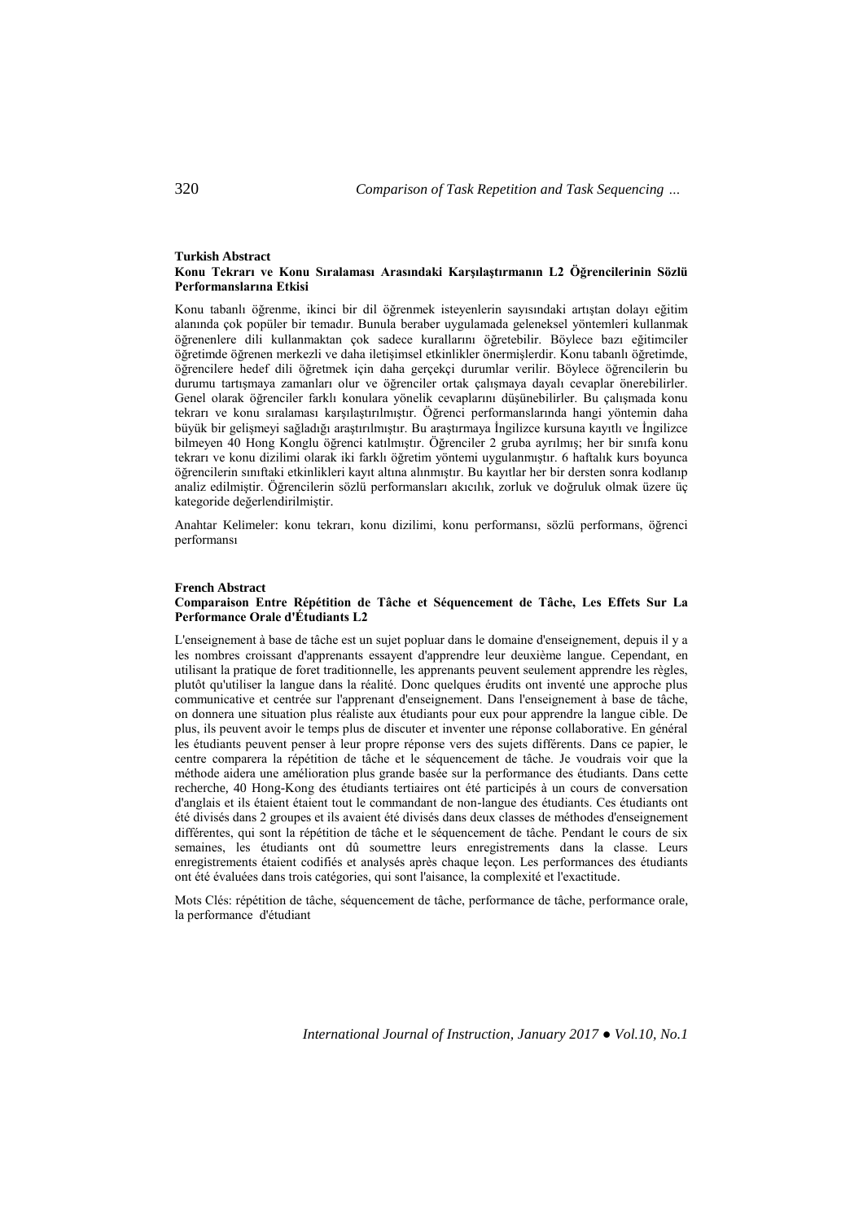**Turkish Abstract**

**Konu Tekrarı ve Konu Sıralaması Arasındaki Karşılaştırmanın L2 Öğrencilerinin Sözlü Performanslarına Etkisi**

Konu tabanlı öğrenme, ikinci bir dil öğrenmek isteyenlerin sayısındaki artıştan dolayı eğitim alanında çok popüler bir temadır. Bunula beraber uygulamada geleneksel yöntemleri kullanmak öğrenenlere dili kullanmaktan çok sadece kurallarını öğretebilir. Böylece bazı eğitimciler öğretimde öğrenen merkezli ve daha iletişimsel etkinlikler önermişlerdir. Konu tabanlı öğretimde, öğrencilere hedef dili öğretmek için daha gerçekçi durumlar verilir. Böylece öğrencilerin bu durumu tartışmaya zamanları olur ve öğrenciler ortak çalışmaya dayalı cevaplar önerebilirler. Genel olarak öğrenciler farklı konulara yönelik cevaplarını düşünebilirler. Bu çalışmada konu tekrarı ve konu sıralaması karşılaştırılmıştır. Öğrenci performanslarında hangi yöntemin daha büyük bir gelişmeyi sağladığı araştırılmıştır. Bu araştırmaya İngilizce kursuna kayıtlı ve İngilizce bilmeyen 40 Hong Konglu öğrenci katılmıştır. Öğrenciler 2 gruba ayrılmış; her bir sınıfa konu tekrarı ve konu dizilimi olarak iki farklı öğretim yöntemi uygulanmıştır. 6 haftalık kurs boyunca öğrencilerin sınıftaki etkinlikleri kayıt altına alınmıştır. Bu kayıtlar her bir dersten sonra kodlanıp analiz edilmiştir. Öğrencilerin sözlü performansları akıcılık, zorluk ve doğruluk olmak üzere üç kategoride değerlendirilmiştir.

Anahtar Kelimeler: konu tekrarı, konu dizilimi, konu performansı, sözlü performans, öğrenci performansı

**French Abstract**

**Comparaison Entre Répétition de Tâche et Séquencement de Tâche, Les Effets Sur La Performance Orale d'Étudiants L2**

L'enseignement à base de tâche est un sujet popluar dans le domaine d'enseignement, depuis il y a les nombres croissant d'apprenants essayent d'apprendre leur deuxième langue. Cependant, en utilisant la pratique de foret traditionnelle, les apprenants peuvent seulement apprendre les règles, plutôt qu'utiliser la langue dans la réalité. Donc quelques érudits ont inventé une approche plus communicative et centrée sur l'apprenant d'enseignement. Dans l'enseignement à base de tâche, on donnera une situation plus réaliste aux étudiants pour eux pour apprendre la langue cible. De plus, ils peuvent avoir le temps plus de discuter et inventer une réponse collaborative. En général les étudiants peuvent penser à leur propre réponse vers des sujets différents. Dans ce papier, le centre comparera la répétition de tâche et le séquencement de tâche. Je voudrais voir que la méthode aidera une amélioration plus grande basée sur la performance des étudiants. Dans cette recherche, 40 Hong-Kong des étudiants tertiaires ont été participés à un cours de conversation d'anglais et ils étaient étaient tout le commandant de non-langue des étudiants. Ces étudiants ont été divisés dans 2 groupes et ils avaient été divisés dans deux classes de méthodes d'enseignement différentes, qui sont la répétition de tâche et le séquencement de tâche. Pendant le cours de six semaines, les étudiants ont dû soumettre leurs enregistrements dans la classe. Leurs enregistrements étaient codifiés et analysés après chaque leçon. Les performances des étudiants ont été évaluées dans trois catégories, qui sont l'aisance, la complexité et l'exactitude.

Mots Clés: répétition de tâche, séquencement de tâche, performance de tâche, performance orale, la performance d'étudiant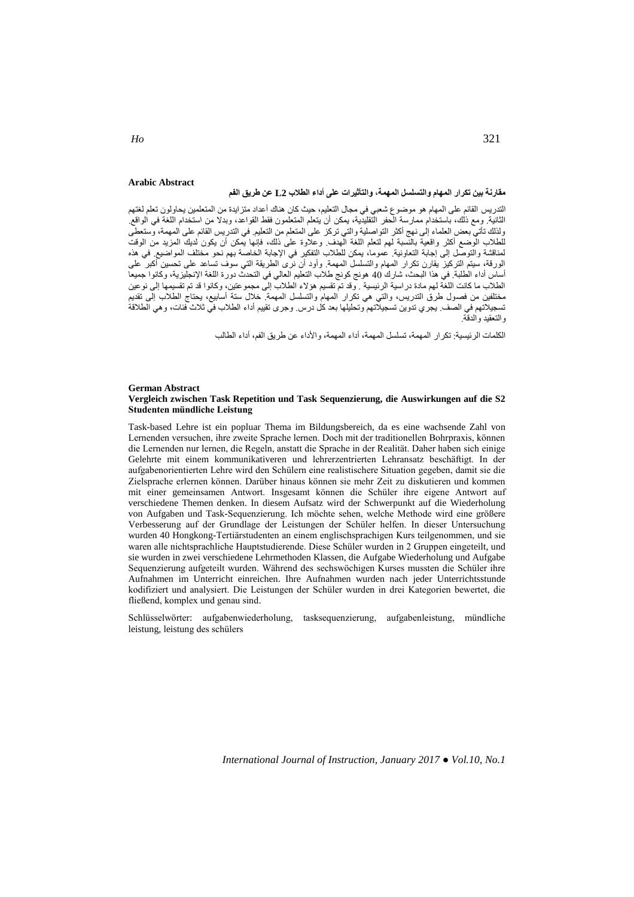**Arabic Abstract**

**مقارنة بين تكرار المهام والتسلسل المهمة، والتأثيرات على أداء الطلاب L2 عن طريق الفم**

التدريس القائم على المهام هو موضوع شعبي في مجال التعليم، حيث كان هناك أعداد متزايدة من المتعلمين يحاولون تعلم لغتهم الثانية. ومع ذلك، باستخدام ممارسة الحفر التقليدية، يمكن أن يتعلم المتعلمون فقط القواعد، وبدلا من استخدام اللغة في الواقع. ولذلك تأتي بعض العلماء إلى نهج أكثر التواصلية والتي تركز على المتعلم من التعليم. في التدريس القائم على المهمة، وستعطى للطلاب الوضع أكثر واقعية بالنسبة لهم لتعلم اللغة الهدف. وعلاوة على ذلك، فإنها يمكن أن يكون لديك المزيد من الوقت لمناقشة والتوصل إلى إجابة التعاونية. عموما، يمكن للطلاب التفكير في الإجابة الخاصة بهم نحو مختلف المواضيع. في هذه الورقة، سيتم التركيز يقارن تكرار المهام والتسلسل المهمة. وأود أن نرى الطريقة التي سوف تساعد على تحسين أكبر على أساس أداء الطلبة. في هذا البحث، شارك 40 هونج كونج طلاب التعليم العالي في التحدث دورة اللغة الإنجليزية، وكانوا جميعا الطلاب ما كانت اللغة لهم مادة دراسية الرئيسية . وقد تم تقسيم هؤلاء الطلاب إلى مجموعتين، وكانوا قد تم تقسيمها إلى نوعين مختلفين من فصول طرق التدريس، والتي هي تكرار المهام والتسلسل المهمة. خلال ستة أسابيع، يحتاج الطلاب إلى تقديم تسجيلاتهم في الصف. يجري تدوين تسجيلاتهم وتحليلها بعد كل درس. وجرى تقييم أداء الطلاب في ثلاث فئات، وهي الطلاقة والتعقيد والدقة.

الكلمات الرئيسية: تكرار المهمة، تسلسل المهمة، أداء المهمة، والأداء عن طريق الفم، أداء الطالب

**German Abstract**

**Vergleich zwischen Task Repetition und Task Sequenzierung, die Auswirkungen auf die S2 Studenten mündliche Leistung**

Task-based Lehre ist ein popluar Thema im Bildungsbereich, da es eine wachsende Zahl von Lernenden versuchen, ihre zweite Sprache lernen. Doch mit der traditionellen Bohrpraxis, können die Lernenden nur lernen, die Regeln, anstatt die Sprache in der Realität. Daher haben sich einige Gelehrte mit einem kommunikativeren und lehrerzentrierten Lehransatz beschäftigt. In der aufgabenorientierten Lehre wird den Schülern eine realistischere Situation gegeben, damit sie die Zielsprache erlernen können. Darüber hinaus können sie mehr Zeit zu diskutieren und kommen mit einer gemeinsamen Antwort. Insgesamt können die Schüler ihre eigene Antwort auf verschiedene Themen denken. In diesem Aufsatz wird der Schwerpunkt auf die Wiederholung von Aufgaben und Task-Sequenzierung. Ich möchte sehen, welche Methode wird eine größere Verbesserung auf der Grundlage der Leistungen der Schüler helfen. In dieser Untersuchung wurden 40 Hongkong-Tertiärstudenten an einem englischsprachigen Kurs teilgenommen, und sie waren alle nichtsprachliche Hauptstudierende. Diese Schüler wurden in 2 Gruppen eingeteilt, und sie wurden in zwei verschiedene Lehrmethoden Klassen, die Aufgabe Wiederholung und Aufgabe Sequenzierung aufgeteilt wurden. Während des sechswöchigen Kurses mussten die Schüler ihre Aufnahmen im Unterricht einreichen. Ihre Aufnahmen wurden nach jeder Unterrichtsstunde kodifiziert und analysiert. Die Leistungen der Schüler wurden in drei Kategorien bewertet, die fließend, komplex und genau sind.

Schlüsselwörter: aufgabenwiederholung, tasksequenzierung, aufgabenleistung, mündliche leistung, leistung des schülers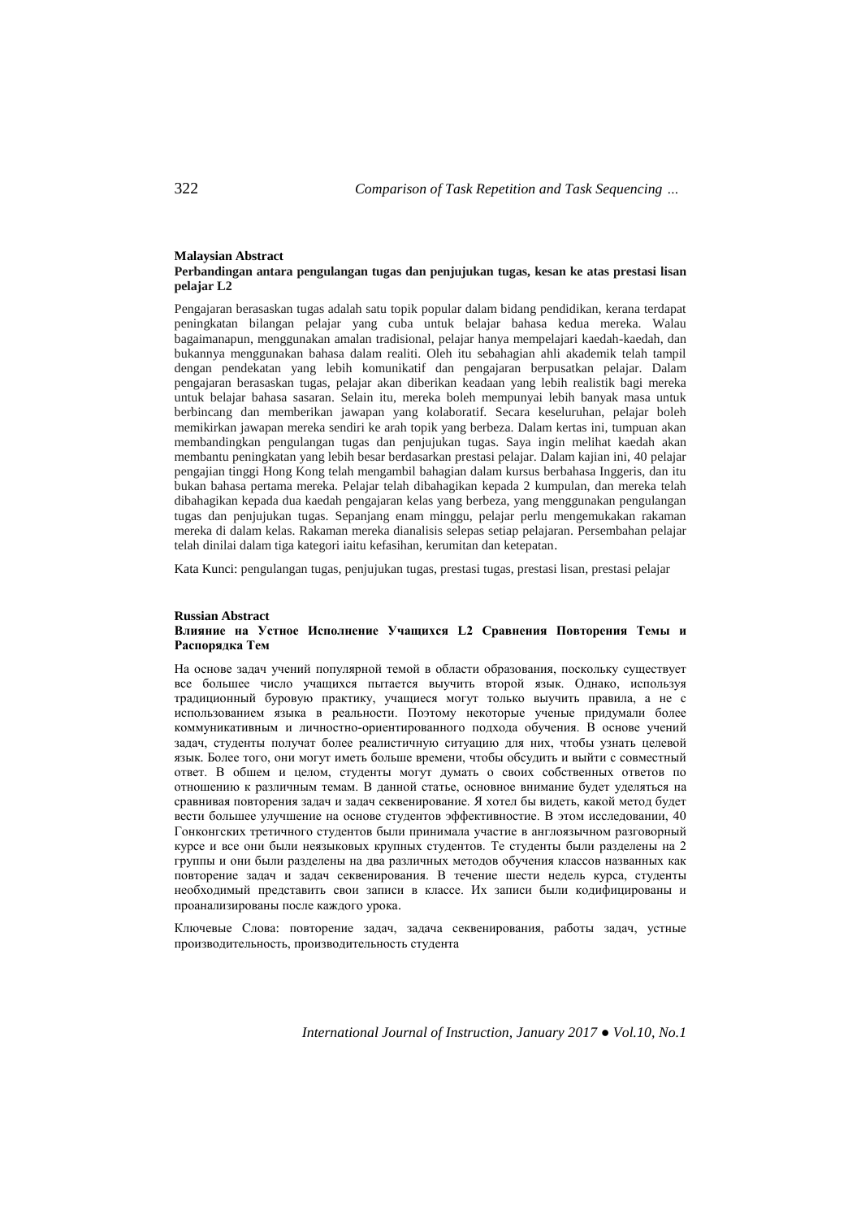**Malaysian Abstract**

**Perbandingan antara pengulangan tugas dan penjujukan tugas, kesan ke atas prestasi lisan pelajar L2**

Pengajaran berasaskan tugas adalah satu topik popular dalam bidang pendidikan, kerana terdapat peningkatan bilangan pelajar yang cuba untuk belajar bahasa kedua mereka. Walau bagaimanapun, menggunakan amalan tradisional, pelajar hanya mempelajari kaedah-kaedah, dan bukannya menggunakan bahasa dalam realiti. Oleh itu sebahagian ahli akademik telah tampil dengan pendekatan yang lebih komunikatif dan pengajaran berpusatkan pelajar. Dalam pengajaran berasaskan tugas, pelajar akan diberikan keadaan yang lebih realistik bagi mereka untuk belajar bahasa sasaran. Selain itu, mereka boleh mempunyai lebih banyak masa untuk berbincang dan memberikan jawapan yang kolaboratif. Secara keseluruhan, pelajar boleh memikirkan jawapan mereka sendiri ke arah topik yang berbeza. Dalam kertas ini, tumpuan akan membandingkan pengulangan tugas dan penjujukan tugas. Saya ingin melihat kaedah akan membantu peningkatan yang lebih besar berdasarkan prestasi pelajar. Dalam kajian ini, 40 pelajar pengajian tinggi Hong Kong telah mengambil bahagian dalam kursus berbahasa Inggeris, dan itu bukan bahasa pertama mereka. Pelajar telah dibahagikan kepada 2 kumpulan, dan mereka telah dibahagikan kepada dua kaedah pengajaran kelas yang berbeza, yang menggunakan pengulangan tugas dan penjujukan tugas. Sepanjang enam minggu, pelajar perlu mengemukakan rakaman mereka di dalam kelas. Rakaman mereka dianalisis selepas setiap pelajaran. Persembahan pelajar telah dinilai dalam tiga kategori iaitu kefasihan, kerumitan dan ketepatan.

Kata Kunci: pengulangan tugas, penjujukan tugas, prestasi tugas, prestasi lisan, prestasi pelajar

**Russian Abstract**

**Влияние на Устное Исполнение Учащихся L2 Сравнения Повторения Темы и Распорядка Тем**

На основе задач учений популярной темой в области образования, поскольку существует все большее число учащихся пытается выучить второй язык. Однако, используя традиционный буровую практику, учащиеся могут только выучить правила, а не с использованием языка в реальности. Поэтому некоторые ученые придумали более коммуникативным и личностно-ориентированного подхода обучения. В основе учений задач, студенты получат более реалистичную ситуацию для них, чтобы узнать целевой язык. Более того, они могут иметь больше времени, чтобы обсудить и выйти с совместный ответ. В общем и целом, студенты могут думать о своих собственных ответов по отношению к различным темам. В данной статье, основное внимание будет уделяться на сравнивая повторения задач и задач секвенирование. Я хотел бы видеть, какой метод будет вести большее улучшение на основе студентов эффективностие. В этом исследовании, 40 Гонконгских третичного студентов были принимала участие в англоязычном разговорный курсе и все они были неязыковых крупных студентов. Те студенты были разделены на 2 группы и они были разделены на два различных методов обучения классов названных как повторение задач и задач секвенирования. В течение шести недель курса, студенты необходимый представить свои записи в классе. Их записи были кодифицированы и проанализированы после каждого урока.

Ключевые Слова: повторение задач, задача секвенирования, работы задач, устные производительность, производительность студента